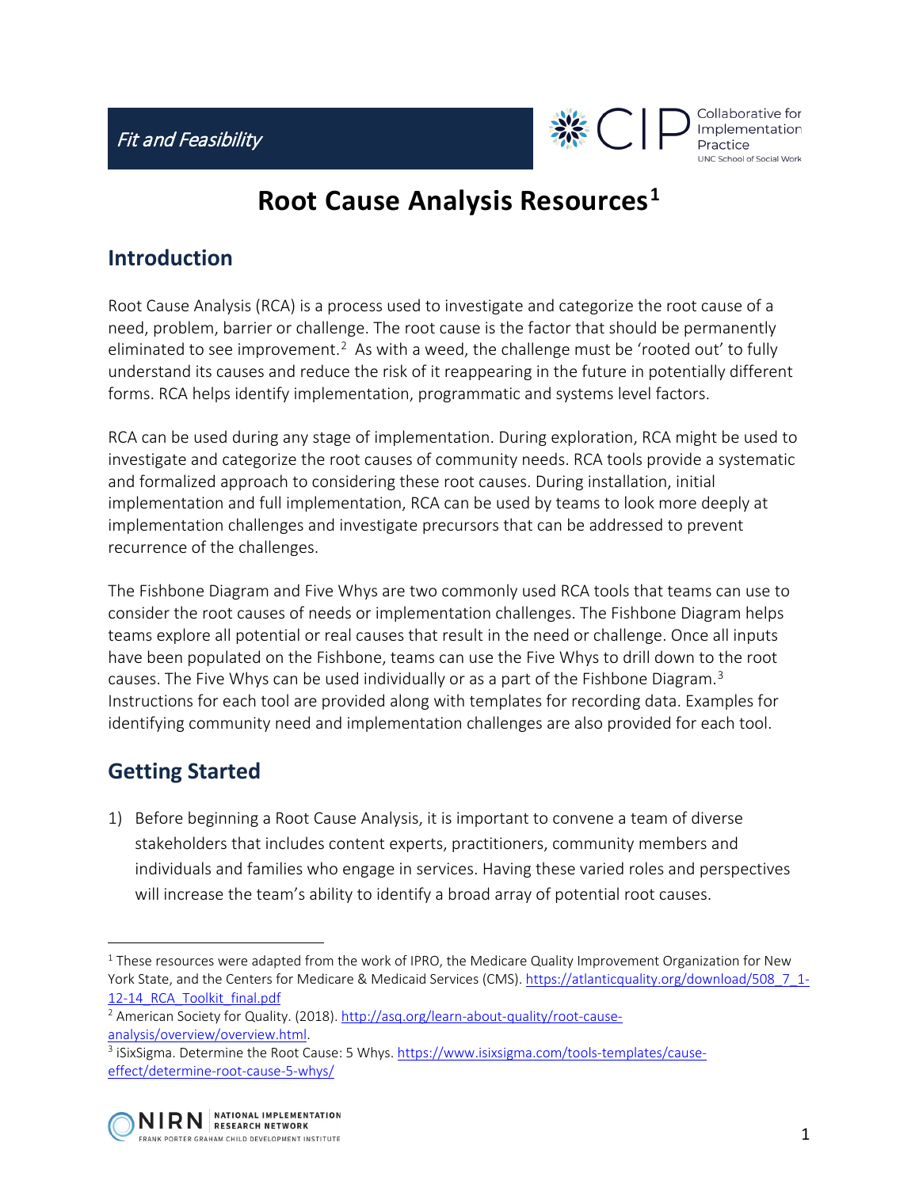*Fit and Feasibility*

# Root Cause Analysis Resources[1]

## Introduction

Root Cause Analysis (RCA) is a process used to investigate and categorize the root cause of a need, problem, barrier or challenge. The root cause is the factor that should be permanently eliminated to see improvement.[2] As with a weed, the challenge must be 'rooted out' to fully understand its causes and reduce the risk of it reappearing in the future in potentially different forms. RCA helps identify implementation, programmatic and systems level factors.

RCA can be used during any stage of implementation. During exploration, RCA might be used to investigate and categorize the root causes of community needs. RCA tools provide a systematic and formalized approach to considering these root causes. During installation, initial implementation and full implementation, RCA can be used by teams to look more deeply at implementation challenges and investigate precursors that can be addressed to prevent recurrence of the challenges.

The Fishbone Diagram and Five Whys are two commonly used RCA tools that teams can use to consider the root causes of needs or implementation challenges. The Fishbone Diagram helps teams explore all potential or real causes that result in the need or challenge. Once all inputs have been populated on the Fishbone, teams can use the Five Whys to drill down to the root causes. The Five Whys can be used individually or as a part of the Fishbone Diagram.[3] Instructions for each tool are provided along with templates for recording data. Examples for identifying community need and implementation challenges are also provided for each tool.

## Getting Started

1) Before beginning a Root Cause Analysis, it is important to convene a team of diverse stakeholders that includes content experts, practitioners, community members and individuals and families who engage in services. Having these varied roles and perspectives will increase the team's ability to identify a broad array of potential root causes.

---

[1] These resources were adapted from the work of IPRO, the Medicare Quality Improvement Organization for New York State, and the Centers for Medicare & Medicaid Services (CMS). https://atlanticquality.org/download/508_7_1-12-14_RCA_Toolkit_final.pdf

[2] American Society for Quality. (2018). http://asq.org/learn-about-quality/root-cause-analysis/overview/overview.html.

[3] iSixSigma. Determine the Root Cause: 5 Whys. https://www.isixsigma.com/tools-templates/cause-effect/determine-root-cause-5-whys/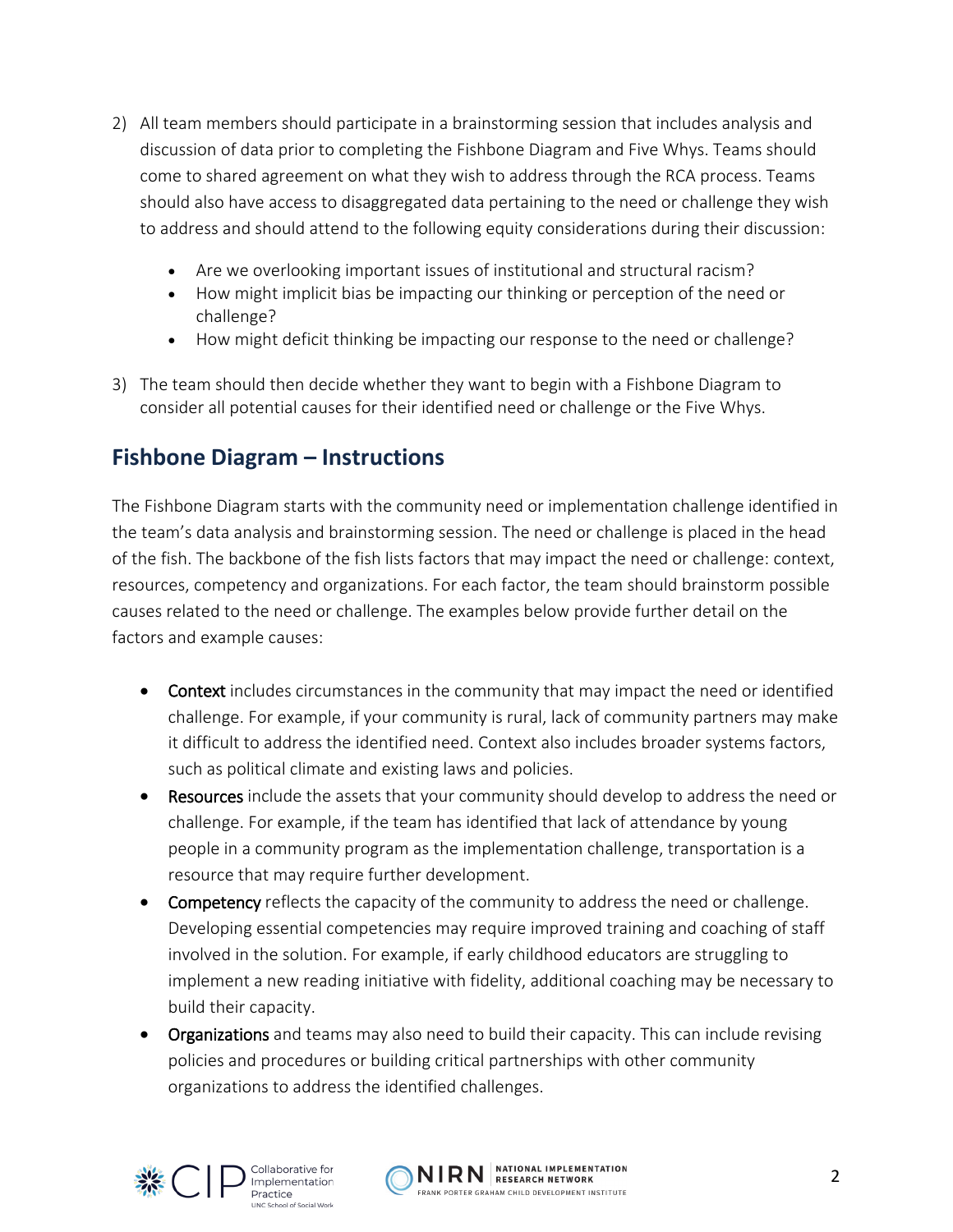2) All team members should participate in a brainstorming session that includes analysis and discussion of data prior to completing the Fishbone Diagram and Five Whys. Teams should come to shared agreement on what they wish to address through the RCA process. Teams should also have access to disaggregated data pertaining to the need or challenge they wish to address and should attend to the following equity considerations during their discussion:

   - Are we overlooking important issues of institutional and structural racism?
   - How might implicit bias be impacting our thinking or perception of the need or challenge?
   - How might deficit thinking be impacting our response to the need or challenge?

3) The team should then decide whether they want to begin with a Fishbone Diagram to consider all potential causes for their identified need or challenge or the Five Whys.

## Fishbone Diagram – Instructions

The Fishbone Diagram starts with the community need or implementation challenge identified in the team's data analysis and brainstorming session. The need or challenge is placed in the head of the fish. The backbone of the fish lists factors that may impact the need or challenge: context, resources, competency and organizations. For each factor, the team should brainstorm possible causes related to the need or challenge. The examples below provide further detail on the factors and example causes:

- Context includes circumstances in the community that may impact the need or identified challenge. For example, if your community is rural, lack of community partners may make it difficult to address the identified need. Context also includes broader systems factors, such as political climate and existing laws and policies.
- Resources include the assets that your community should develop to address the need or challenge. For example, if the team has identified that lack of attendance by young people in a community program as the implementation challenge, transportation is a resource that may require further development.
- Competency reflects the capacity of the community to address the need or challenge. Developing essential competencies may require improved training and coaching of staff involved in the solution. For example, if early childhood educators are struggling to implement a new reading initiative with fidelity, additional coaching may be necessary to build their capacity.
- Organizations and teams may also need to build their capacity. This can include revising policies and procedures or building critical partnerships with other community organizations to address the identified challenges.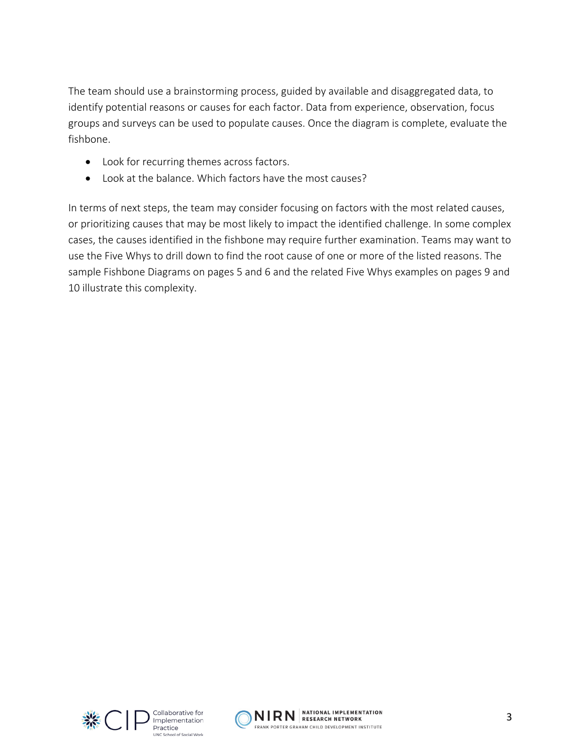The team should use a brainstorming process, guided by available and disaggregated data, to identify potential reasons or causes for each factor. Data from experience, observation, focus groups and surveys can be used to populate causes. Once the diagram is complete, evaluate the fishbone.

- Look for recurring themes across factors.
- Look at the balance. Which factors have the most causes?

In terms of next steps, the team may consider focusing on factors with the most related causes, or prioritizing causes that may be most likely to impact the identified challenge. In some complex cases, the causes identified in the fishbone may require further examination. Teams may want to use the Five Whys to drill down to find the root cause of one or more of the listed reasons. The sample Fishbone Diagrams on pages 5 and 6 and the related Five Whys examples on pages 9 and 10 illustrate this complexity.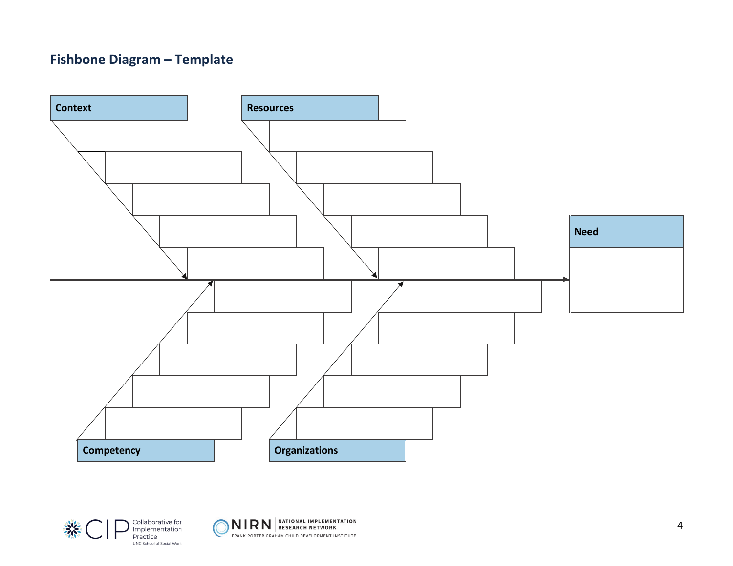## Fishbone Diagram – Template

**Context**

**Resources**

**Need**

**Competency**

**Organizations**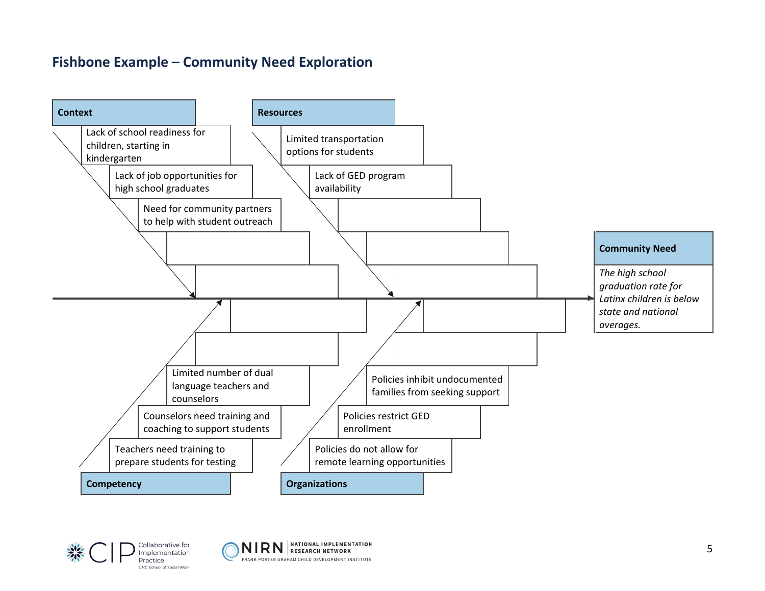## Fishbone Example – Community Need Exploration

**Context**

- Lack of school readiness for children, starting in kindergarten
- Lack of job opportunities for high school graduates
- Need for community partners to help with student outreach

**Resources**

- Limited transportation options for students
- Lack of GED program availability

**Competency**

- Limited number of dual language teachers and counselors
- Counselors need training and coaching to support students
- Teachers need training to prepare students for testing

**Organizations**

- Policies inhibit undocumented families from seeking support
- Policies restrict GED enrollment
- Policies do not allow for remote learning opportunities

**Community Need**

*The high school graduation rate for Latinx children is below state and national averages.*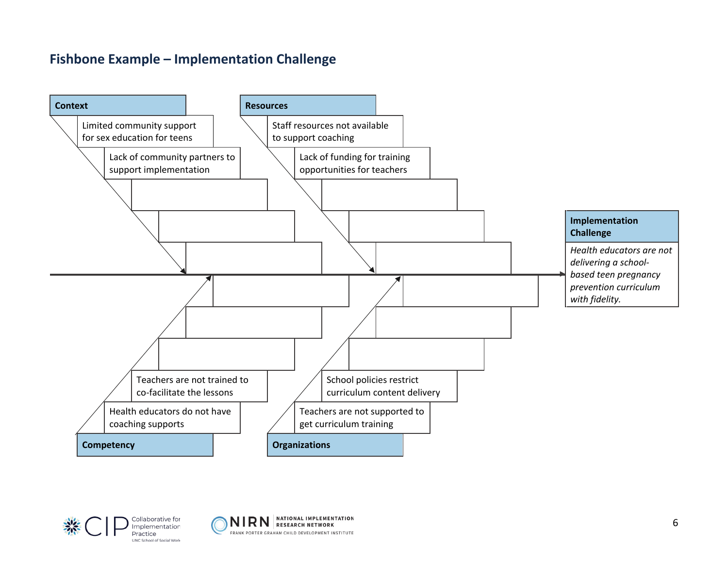## Fishbone Example – Implementation Challenge

**Context**

- Limited community support for sex education for teens
- Lack of community partners to support implementation

**Resources**

- Staff resources not available to support coaching
- Lack of funding for training opportunities for teachers

**Competency**

- Teachers are not trained to co-facilitate the lessons
- Health educators do not have coaching supports

**Organizations**

- School policies restrict curriculum content delivery
- Teachers are not supported to get curriculum training

**Implementation Challenge**

*Health educators are not delivering a school-based teen pregnancy prevention curriculum with fidelity.*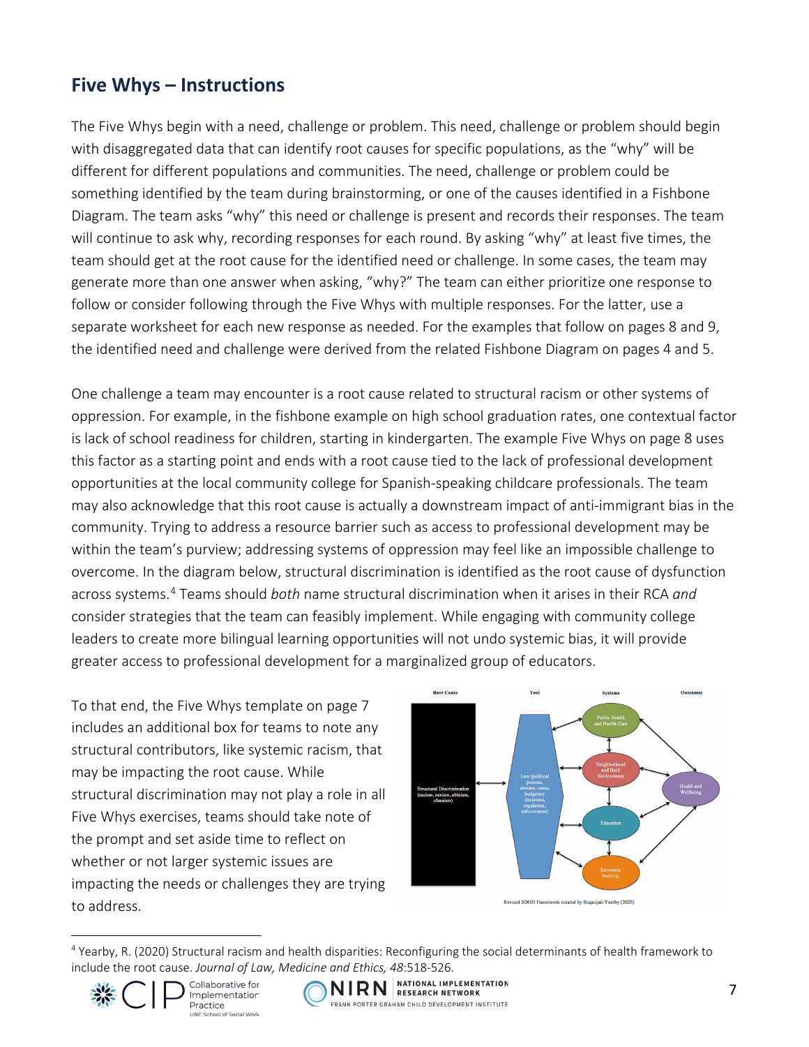## Five Whys – Instructions

The Five Whys begin with a need, challenge or problem. This need, challenge or problem should begin with disaggregated data that can identify root causes for specific populations, as the "why" will be different for different populations and communities. The need, challenge or problem could be something identified by the team during brainstorming, or one of the causes identified in a Fishbone Diagram. The team asks "why" this need or challenge is present and records their responses. The team will continue to ask why, recording responses for each round. By asking "why" at least five times, the team should get at the root cause for the identified need or challenge. In some cases, the team may generate more than one answer when asking, "why?" The team can either prioritize one response to follow or consider following through the Five Whys with multiple responses. For the latter, use a separate worksheet for each new response as needed. For the examples that follow on pages 8 and 9, the identified need and challenge were derived from the related Fishbone Diagram on pages 4 and 5.

One challenge a team may encounter is a root cause related to structural racism or other systems of oppression. For example, in the fishbone example on high school graduation rates, one contextual factor is lack of school readiness for children, starting in kindergarten. The example Five Whys on page 8 uses this factor as a starting point and ends with a root cause tied to the lack of professional development opportunities at the local community college for Spanish-speaking childcare professionals. The team may also acknowledge that this root cause is actually a downstream impact of anti-immigrant bias in the community. Trying to address a resource barrier such as access to professional development may be within the team's purview; addressing systems of oppression may feel like an impossible challenge to overcome. In the diagram below, structural discrimination is identified as the root cause of dysfunction across systems.[4] Teams should *both* name structural discrimination when it arises in their RCA *and* consider strategies that the team can feasibly implement. While engaging with community college leaders to create more bilingual learning opportunities will not undo systemic bias, it will provide greater access to professional development for a marginalized group of educators.

To that end, the Five Whys template on page 7 includes an additional box for teams to note any structural contributors, like systemic racism, that may be impacting the root cause. While structural discrimination may not play a role in all Five Whys exercises, teams should take note of the prompt and set aside time to reflect on whether or not larger systemic issues are impacting the needs or challenges they are trying to address.

Root Cause | Tool | Systems | Outcomes

Structural Discrimination (racism, sexism, ableism, classism) ↔ Law (political process, statutes, cases, budgetary decisions, regulation, enforcement) ↔ Public Health and Health Care; Neighborhood and Built Environment; Education; Economic Stability → Health and Wellbeing

Revised SDOH Framework created by Ruqaiijah Yearby (2020)

---

[4] Yearby, R. (2020) Structural racism and health disparities: Reconfiguring the social determinants of health framework to include the root cause. *Journal of Law, Medicine and Ethics, 48*:518-526.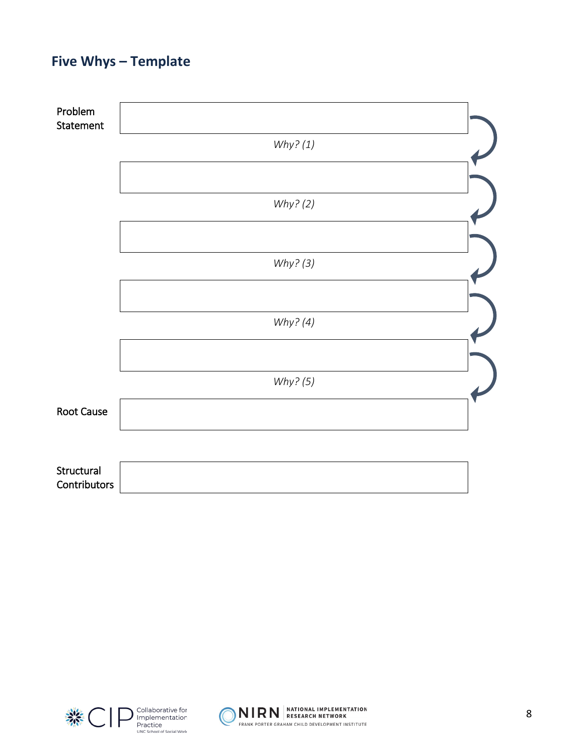## Five Whys – Template

| | |
|---|---|
| Problem Statement | |
| | *Why? (1)* |
| | |
| | *Why? (2)* |
| | |
| | *Why? (3)* |
| | |
| | *Why? (4)* |
| | |
| | *Why? (5)* |
| Root Cause | |

| | |
|---|---|
| Structural Contributors | |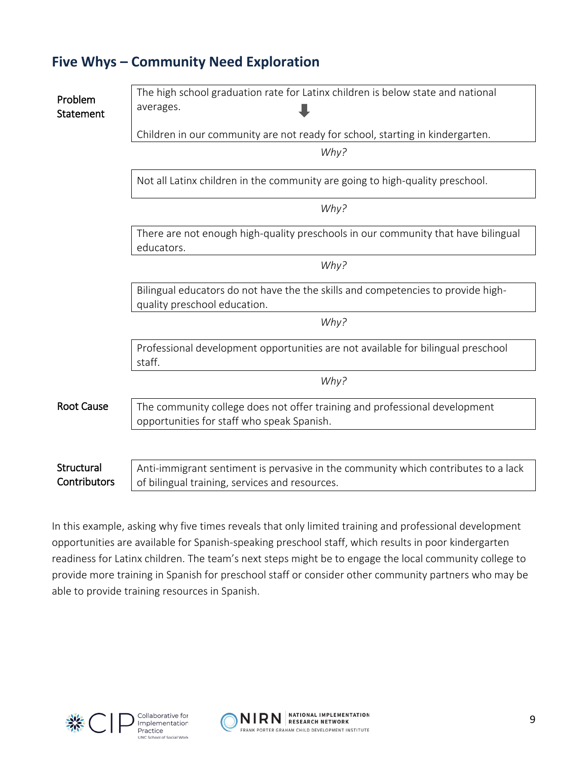## Five Whys – Community Need Exploration

| | |
|---|---|
| Problem Statement | The high school graduation rate for Latinx children is below state and national averages. ⬇ Children in our community are not ready for school, starting in kindergarten. |
| | *Why?* |
| | Not all Latinx children in the community are going to high-quality preschool. |
| | *Why?* |
| | There are not enough high-quality preschools in our community that have bilingual educators. |
| | *Why?* |
| | Bilingual educators do not have the the skills and competencies to provide high-quality preschool education. |
| | *Why?* |
| | Professional development opportunities are not available for bilingual preschool staff. |
| | *Why?* |
| Root Cause | The community college does not offer training and professional development opportunities for staff who speak Spanish. |
| Structural Contributors | Anti-immigrant sentiment is pervasive in the community which contributes to a lack of bilingual training, services and resources. |

In this example, asking why five times reveals that only limited training and professional development opportunities are available for Spanish-speaking preschool staff, which results in poor kindergarten readiness for Latinx children. The team's next steps might be to engage the local community college to provide more training in Spanish for preschool staff or consider other community partners who may be able to provide training resources in Spanish.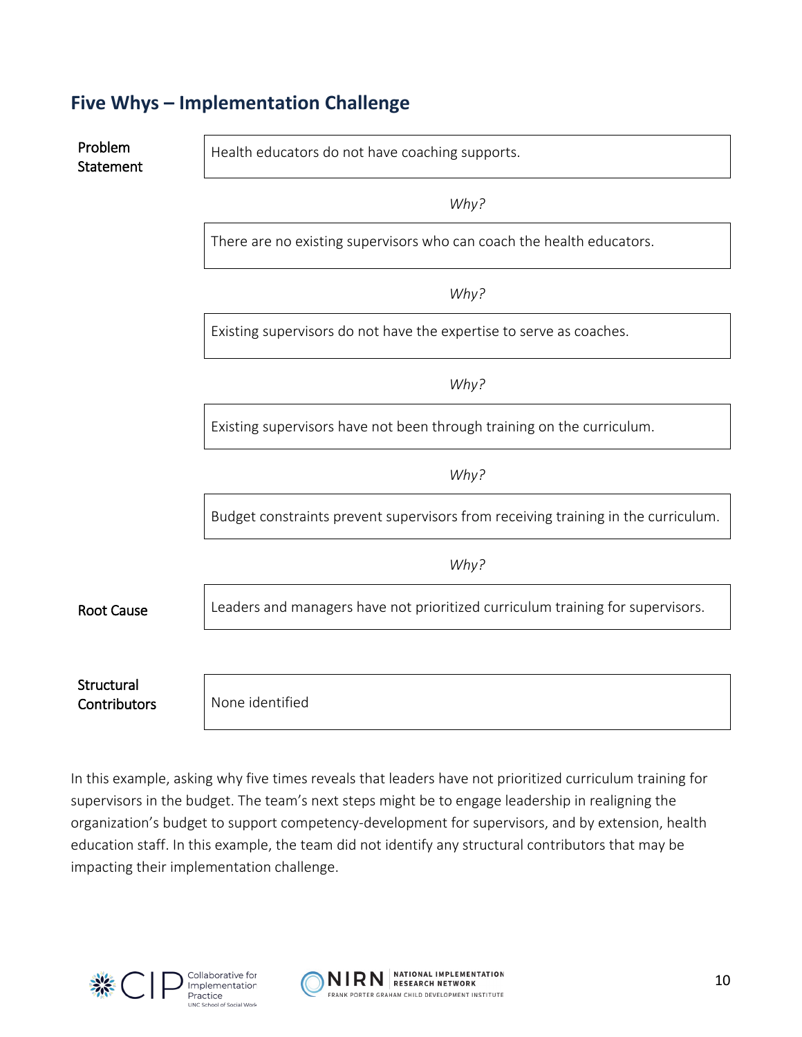## Five Whys – Implementation Challenge

| | |
|---|---|
| Problem Statement | Health educators do not have coaching supports. |
| | *Why?* |
| | There are no existing supervisors who can coach the health educators. |
| | *Why?* |
| | Existing supervisors do not have the expertise to serve as coaches. |
| | *Why?* |
| | Existing supervisors have not been through training on the curriculum. |
| | *Why?* |
| | Budget constraints prevent supervisors from receiving training in the curriculum. |
| | *Why?* |
| Root Cause | Leaders and managers have not prioritized curriculum training for supervisors. |
| Structural Contributors | None identified |

In this example, asking why five times reveals that leaders have not prioritized curriculum training for supervisors in the budget. The team's next steps might be to engage leadership in realigning the organization's budget to support competency-development for supervisors, and by extension, health education staff. In this example, the team did not identify any structural contributors that may be impacting their implementation challenge.